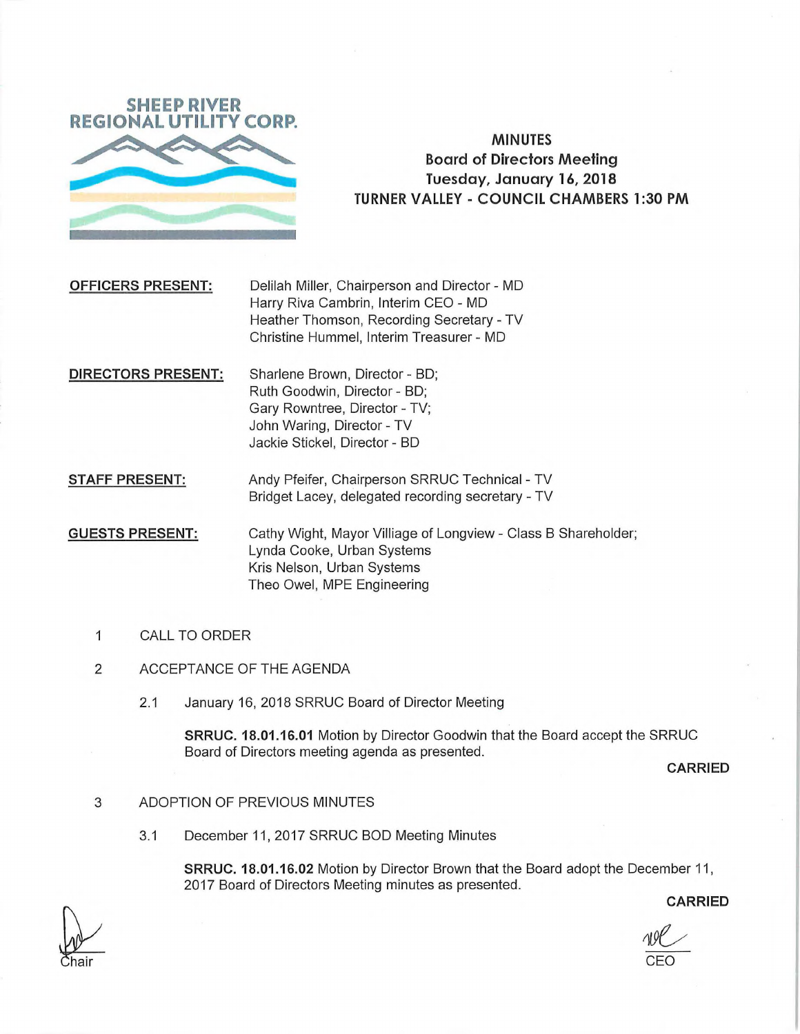SHEEP RIVER REGIONAL UTILITY CORP.

# MINUTES
## Board of Directors Meeting
### Tuesday, January 16, 2018
### TURNER VALLEY - COUNCIL CHAMBERS 1:30 PM

**OFFICERS PRESENT:**
Delilah Miller, Chairperson and Director - MD
Harry Riva Cambrin, Interim CEO - MD
Heather Thomson, Recording Secretary - TV
Christine Hummel, Interim Treasurer - MD

**DIRECTORS PRESENT:**
Sharlene Brown, Director - BD;
Ruth Goodwin, Director - BD;
Gary Rowntree, Director - TV;
John Waring, Director - TV
Jackie Stickel, Director - BD

**STAFF PRESENT:**
Andy Pfeifer, Chairperson SRRUC Technical - TV
Bridget Lacey, delegated recording secretary - TV

**GUESTS PRESENT:**
Cathy Wight, Mayor Village of Longview - Class B Shareholder;
Lynda Cooke, Urban Systems
Kris Nelson, Urban Systems
Theo Owel, MPE Engineering

1 CALL TO ORDER

2 ACCEPTANCE OF THE AGENDA

2.1 January 16, 2018 SRRUC Board of Director Meeting

**SRRUC. 18.01.16.01** Motion by Director Goodwin that the Board accept the SRRUC Board of Directors meeting agenda as presented.

**CARRIED**

3 ADOPTION OF PREVIOUS MINUTES

3.1 December 11, 2017 SRRUC BOD Meeting Minutes

**SRRUC. 18.01.16.02** Motion by Director Brown that the Board adopt the December 11, 2017 Board of Directors Meeting minutes as presented.

**CARRIED**

Chair CEO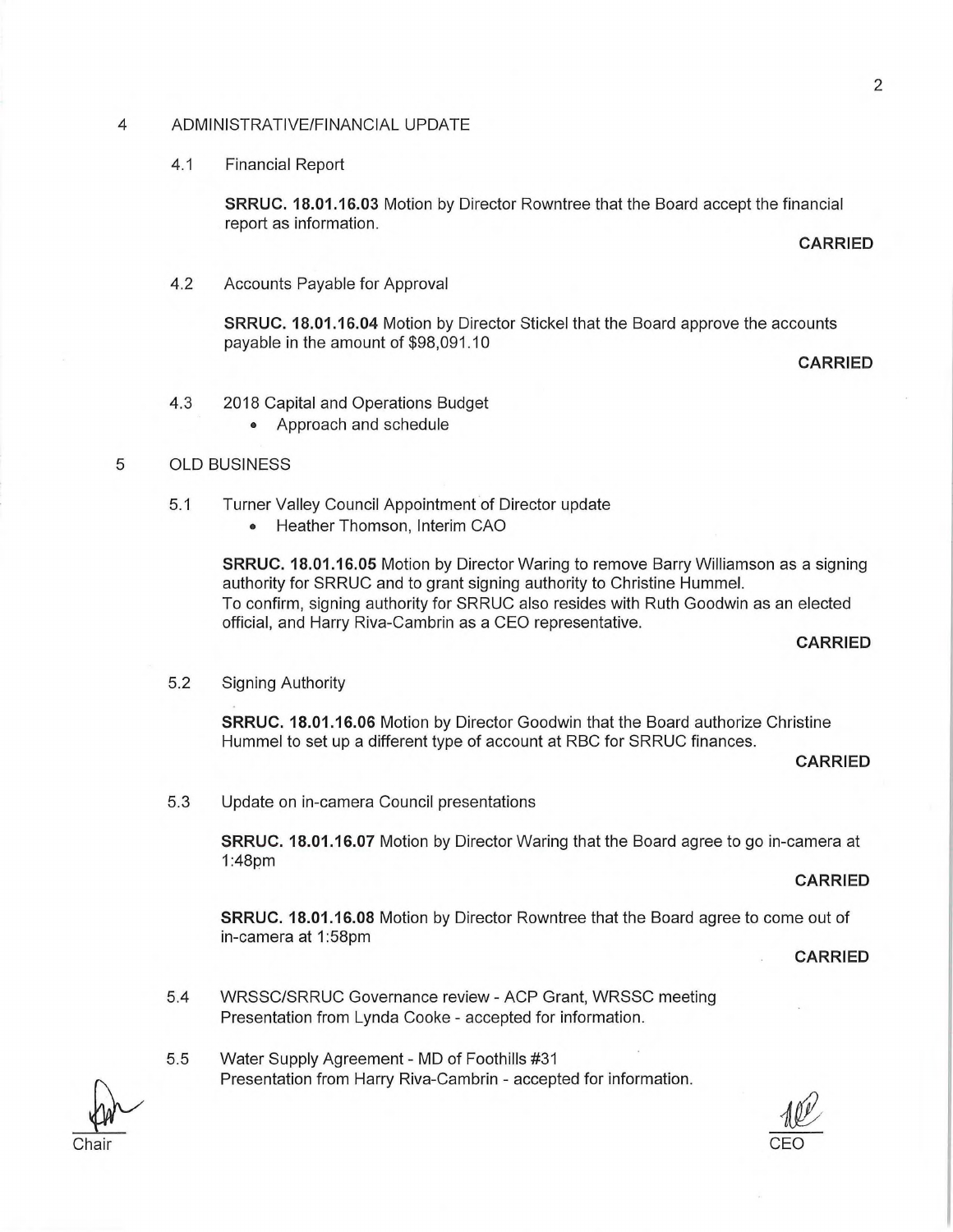4 ADMINISTRATIVE/FINANCIAL UPDATE

4.1 Financial Report

**SRRUC. 18.01.16.03** Motion by Director Rowntree that the Board accept the financial report as information.

**CARRIED**

4.2 Accounts Payable for Approval

**SRRUC. 18.01.16.04** Motion by Director Stickel that the Board approve the accounts payable in the amount of $98,091.10

**CARRIED**

4.3 2018 Capital and Operations Budget

- Approach and schedule

5 OLD BUSINESS

5.1 Turner Valley Council Appointment of Director update

- Heather Thomson, Interim CAO

**SRRUC. 18.01.16.05** Motion by Director Waring to remove Barry Williamson as a signing authority for SRRUC and to grant signing authority to Christine Hummel. To confirm, signing authority for SRRUC also resides with Ruth Goodwin as an elected official, and Harry Riva-Cambrin as a CEO representative.

**CARRIED**

5.2 Signing Authority

**SRRUC. 18.01.16.06** Motion by Director Goodwin that the Board authorize Christine Hummel to set up a different type of account at RBC for SRRUC finances.

**CARRIED**

5.3 Update on in-camera Council presentations

**SRRUC. 18.01.16.07** Motion by Director Waring that the Board agree to go in-camera at 1:48pm

**CARRIED**

**SRRUC. 18.01.16.08** Motion by Director Rowntree that the Board agree to come out of in-camera at 1:58pm

**CARRIED**

5.4 WRSSC/SRRUC Governance review - ACP Grant, WRSSC meeting Presentation from Lynda Cooke - accepted for information.

5.5 Water Supply Agreement - MD of Foothills #31 Presentation from Harry Riva-Cambrin - accepted for information.

Chair

CEO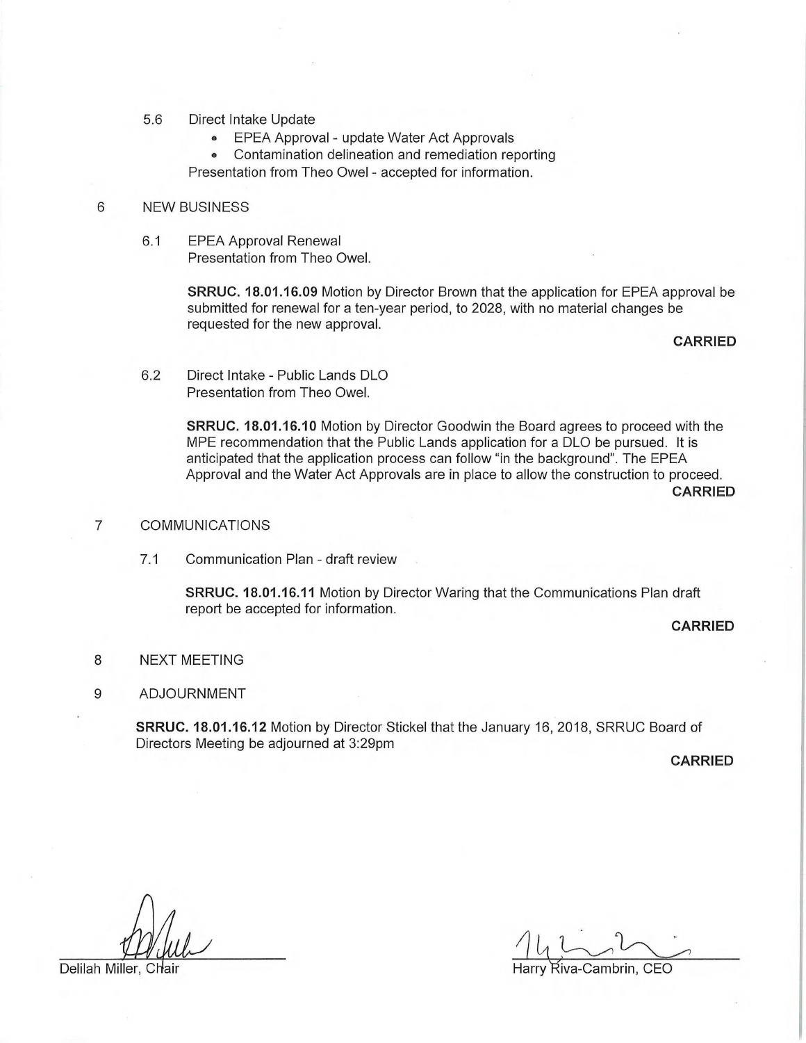5.6 Direct Intake Update

- EPEA Approval - update Water Act Approvals
- Contamination delineation and remediation reporting

Presentation from Theo Owel - accepted for information.

6 NEW BUSINESS

6.1 EPEA Approval Renewal
Presentation from Theo Owel.

**SRRUC. 18.01.16.09** Motion by Director Brown that the application for EPEA approval be submitted for renewal for a ten-year period, to 2028, with no material changes be requested for the new approval.

**CARRIED**

6.2 Direct Intake - Public Lands DLO
Presentation from Theo Owel.

**SRRUC. 18.01.16.10** Motion by Director Goodwin the Board agrees to proceed with the MPE recommendation that the Public Lands application for a DLO be pursued. It is anticipated that the application process can follow "in the background". The EPEA Approval and the Water Act Approvals are in place to allow the construction to proceed.

**CARRIED**

7 COMMUNICATIONS

7.1 Communication Plan - draft review

**SRRUC. 18.01.16.11** Motion by Director Waring that the Communications Plan draft report be accepted for information.

**CARRIED**

8 NEXT MEETING

9 ADJOURNMENT

**SRRUC. 18.01.16.12** Motion by Director Stickel that the January 16, 2018, SRRUC Board of Directors Meeting be adjourned at 3:29pm

**CARRIED**

Delilah Miller, Chair

Harry Riva-Cambrin, CEO